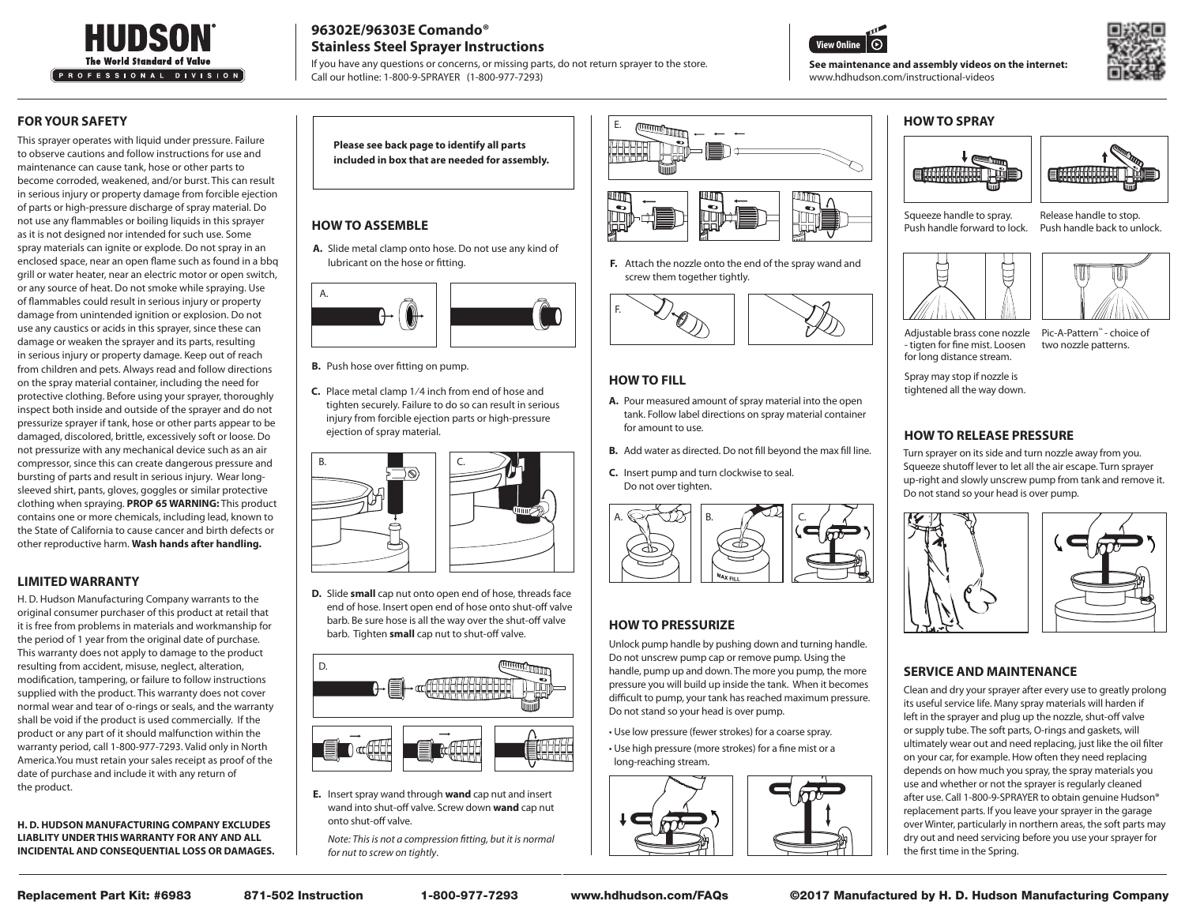# HUDSON®

The World Standard of Value

PROFESSIONAL DIVISION

## 96302E/96303E Comando® Stainless Steel Sprayer Instructions

If you have any questions or concerns, or missing parts, do not return sprayer to the store. Call our hotline: 1-800-9-SPRAYER (1-800-977-7293)

View Online

**See maintenance and assembly videos on the internet:** www.hdhudson.com/instructional-videos

## FOR YOUR SAFETY

This sprayer operates with liquid under pressure. Failure to observe cautions and follow instructions for use and maintenance can cause tank, hose or other parts to become corroded, weakened, and/or burst. This can result in serious injury or property damage from forcible ejection of parts or high-pressure discharge of spray material. Do not use any flammables or boiling liquids in this sprayer as it is not designed nor intended for such use. Some spray materials can ignite or explode. Do not spray in an enclosed space, near an open flame such as found in a bbq grill or water heater, near an electric motor or open switch, or any source of heat. Do not smoke while spraying. Use of flammables could result in serious injury or property damage from unintended ignition or explosion. Do not use any caustics or acids in this sprayer, since these can damage or weaken the sprayer and its parts, resulting in serious injury or property damage. Keep out of reach from children and pets. Always read and follow directions on the spray material container, including the need for protective clothing. Before using your sprayer, thoroughly inspect both inside and outside of the sprayer and do not pressurize sprayer if tank, hose or other parts appear to be damaged, discolored, brittle, excessively soft or loose. Do not pressurize with any mechanical device such as an air compressor, since this can create dangerous pressure and bursting of parts and result in serious injury. Wear long-sleeved shirt, pants, gloves, goggles or similar protective clothing when spraying. **PROP 65 WARNING:** This product contains one or more chemicals, including lead, known to the State of California to cause cancer and birth defects or other reproductive harm. **Wash hands after handling.**

## LIMITED WARRANTY

H. D. Hudson Manufacturing Company warrants to the original consumer purchaser of this product at retail that it is free from problems in materials and workmanship for the period of 1 year from the original date of purchase. This warranty does not apply to damage to the product resulting from accident, misuse, neglect, alteration, modification, tampering, or failure to follow instructions supplied with the product. This warranty does not cover normal wear and tear of o-rings or seals, and the warranty shall be void if the product is used commercially. If the product or any part of it should malfunction within the warranty period, call 1-800-977-7293. Valid only in North America.You must retain your sales receipt as proof of the date of purchase and include it with any return of the product.

**H. D. HUDSON MANUFACTURING COMPANY EXCLUDES LIABLITY UNDER THIS WARRANTY FOR ANY AND ALL INCIDENTAL AND CONSEQUENTIAL LOSS OR DAMAGES.**

**Please see back page to identify all parts included in box that are needed for assembly.**

## HOW TO ASSEMBLE

**A.** Slide metal clamp onto hose. Do not use any kind of lubricant on the hose or fitting.

**B.** Push hose over fitting on pump.

**C.** Place metal clamp 1/4 inch from end of hose and tighten securely. Failure to do so can result in serious injury from forcible ejection parts or high-pressure ejection of spray material.

**D.** Slide **small** cap nut onto open end of hose, threads face end of hose. Insert open end of hose onto shut-off valve barb. Be sure hose is all the way over the shut-off valve barb. Tighten **small** cap nut to shut-off valve.

**E.** Insert spray wand through **wand** cap nut and insert wand into shut-off valve. Screw down **wand** cap nut onto shut-off valve.

*Note: This is not a compression fitting, but it is normal for nut to screw on tightly.*

**F.** Attach the nozzle onto the end of the spray wand and screw them together tightly.

## HOW TO FILL

**A.** Pour measured amount of spray material into the open tank. Follow label directions on spray material container for amount to use.

**B.** Add water as directed. Do not fill beyond the max fill line.

**C.** Insert pump and turn clockwise to seal. Do not over tighten.

## HOW TO PRESSURIZE

Unlock pump handle by pushing down and turning handle. Do not unscrew pump cap or remove pump. Using the handle, pump up and down. The more you pump, the more pressure you will build up inside the tank. When it becomes difficult to pump, your tank has reached maximum pressure. Do not stand so your head is over pump.

- Use low pressure (fewer strokes) for a coarse spray.
- Use high pressure (more strokes) for a fine mist or a long-reaching stream.

## HOW TO SPRAY

Squeeze handle to spray. Push handle forward to lock.

Release handle to stop. Push handle back to unlock.

Adjustable brass cone nozzle - tigten for fine mist. Loosen for long distance stream.

Spray may stop if nozzle is tightened all the way down.

Pic-A-Pattern™ - choice of two nozzle patterns.

## HOW TO RELEASE PRESSURE

Turn sprayer on its side and turn nozzle away from you. Squeeze shutoff lever to let all the air escape. Turn sprayer up-right and slowly unscrew pump from tank and remove it. Do not stand so your head is over pump.

## SERVICE AND MAINTENANCE

Clean and dry your sprayer after every use to greatly prolong its useful service life. Many spray materials will harden if left in the sprayer and plug up the nozzle, shut-off valve or supply tube. The soft parts, O-rings and gaskets, will ultimately wear out and need replacing, just like the oil filter on your car, for example. How often they need replacing depends on how much you spray, the spray materials you use and whether or not the sprayer is regularly cleaned after use. Call 1-800-9-SPRAYER to obtain genuine Hudson® replacement parts. If you leave your sprayer in the garage over Winter, particularly in northern areas, the soft parts may dry out and need servicing before you use your sprayer for the first time in the Spring.

Replacement Part Kit: #6983 | 871-502 Instruction | 1-800-977-7293 | www.hdhudson.com/FAQs | ©2017 Manufactured by H. D. Hudson Manufacturing Company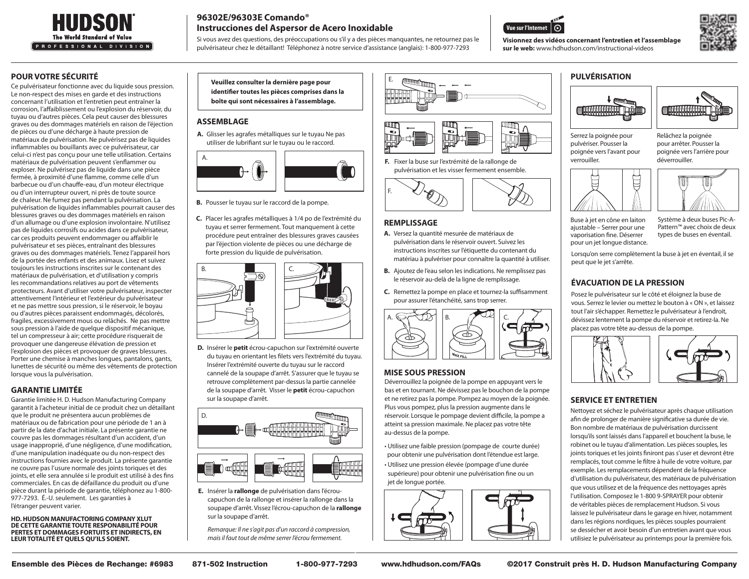# HUDSON®

The World Standard of Value

PROFESSIONAL DIVISION

## 96302E/96303E Comando®
## Instrucciones del Aspersor de Acero Inoxidable

Si vous avez des questions, des préoccupations ou s'il y a des pièces manquantes, ne retournez pas le pulvérisateur chez le détaillant! Téléphonez à notre service d'assistance (anglais): 1-800-977-7293

Vue sur l'Internet

**Visionnez des vidéos concernant l'entretien et l'assemblage sur le web:** www.hdhudson.com/instructional-videos

## POUR VOTRE SÉCURITÉ

Ce pulvérisateur fonctionne avec du liquide sous pression. Le non-respect des mises en garde et des instructions concernant l'utilisation et l'entretien peut entraîner la corrosion, l'affaiblissement ou l'explosion du réservoir, du tuyau ou d'autres pièces. Cela peut causer des blessures graves ou des dommages matériels en raison de l'éjection de pièces ou d'une décharge à haute pression de matériaux de pulvérisation. Ne pulvérisez pas de liquides inflammables ou bouillants avec ce pulvérisateur, car celui-ci n'est pas conçu pour une telle utilisation. Certains matériaux de pulvérisation peuvent s'enflammer ou exploser. Ne pulvérisez pas de liquide dans une pièce fermée, à proximité d'une flamme, comme celle d'un barbecue ou d'un chauffe-eau, d'un moteur électrique ou d'un interrupteur ouvert, ni près de toute source de chaleur. Ne fumez pas pendant la pulvérisation. La pulvérisation de liquides inflammables pourrait causer des blessures graves ou des dommages matériels en raison d'un allumage ou d'une explosion involontaire. N'utilisez pas de liquides corrosifs ou acides dans ce pulvérisateur, car ces produits peuvent endommager ou affaiblir le pulvérisateur et ses pièces, entraînant des blessures graves ou des dommages matériels. Tenez l'appareil hors de la portée des enfants et des animaux. Lisez et suivez toujours les instructions inscrites sur le contenant des matériaux de pulvérisation, et d'utilisation y compris les recommandations relatives au port de vêtements protecteurs. Avant d'utiliser votre pulvérisateur, inspecter attentivement l'intérieur et l'extérieur du pulvérisateur et ne pas mettre sous pression, si le réservoir, le boyau ou d'autres pièces paraissent endommagés, décolorés, fragiles, excessivement mous ou relâchés. Ne pas mettre sous pression à l'aide de quelque dispositif mécanique, tel un compresseur à air; cette procédure risquerait de provoquer une dangereuse élévation de pression et l'explosion des pièces et provoquer de graves blessures. Porter une chemise à manches longues, pantalons, gants, lunettes de sécurité ou même des vêtements de protection lorsque vous la pulvérisation.

## GARANTIE LIMITÉE

Garantie limitée H. D. Hudson Manufacturing Company garantit à l'acheteur initial de ce produit chez un détaillant que le produit ne présentera aucun problèmes de matériaux ou de fabrication pour une période de 1 an à partir de la date d'achat initiale. La présente garantie ne couvre pas les dommages résultant d'un accident, d'un usage inapproprié, d'une négligence, d'une modification, d'une manipulation inadéquate ou du non-respect des instructions fournies avec le produit. La présente garantie ne couvre pas l'usure normale des joints toriques et des joints, et elle sera annulée si le produit est utilisé à des fins commerciales. En cas de défaillance du produit ou d'une pièce durant la période de garantie, téléphonez au 1-800-977-7293. É.-U. seulement. Les garanties à l'étranger peuvent varier.

**HD. HUDSON MANUFACTORING COMPANY XLUT DE CETTE GARANTIE TOUTE RESPONABILITÉ POUR PERTES ET DOMMAGES FORTUITS ET INDIRECTS, EN LEUR TOTALITÉ ET QUELS QU'ILS SOIENT.**

**Veuillez consulter la dernière page pour identifier toutes les pièces comprises dans la boîte qui sont nécessaires à l'assemblage.**

## ASSEMBLAGE

**A.** Glisser les agrafes métalliques sur le tuyau Ne pas utiliser de lubrifiant sur le tuyau ou le raccord.

**B.** Pousser le tuyau sur le raccord de la pompe.

**C.** Placer les agrafes métalliques à 1/4 po de l'extrémité du tuyau et serrer fermement. Tout manquement à cette procédure peut entraîner des blessures graves causées par l'éjection violente de pièces ou une décharge de forte pression du liquide de pulvérisation.

**D.** Insérer le **petit** écrou-capuchon sur l'extrémité ouverte du tuyau en orientant les filets vers l'extrémité du tuyau. Insérer l'extrémité ouverte du tuyau sur le raccord cannelé de la soupape d'arrêt. S'assurer que le tuyau se retrouve complètement par-dessus la partie cannelée de la soupape d'arrêt. Visser le **petit** écrou-capuchon sur la soupape d'arrêt.

**E.** Insérer la **rallonge** de pulvérisation dans l'écrou-capuchon de la rallonge et insérer la rallonge dans la soupape d'arrêt. Vissez l'écrou-capuchon de la **rallonge** sur la soupape d'arrêt.

*Remarque: Il ne s'agit pas d'un raccord à compression, mais il faut tout de même serrer l'écrou fermement.*

**F.** Fixer la buse sur l'extrémité de la rallonge de pulvérisation et les visser fermement ensemble.

## REMPLISSAGE

**A.** Versez la quantité mesurée de matériaux de pulvérisation dans le réservoir ouvert. Suivez les instructions inscrites sur l'étiquette du contenant du matériau à pulvériser pour connaître la quantité à utiliser.

**B.** Ajoutez de l'eau selon les indications. Ne remplissez pas le réservoir au-delà de la ligne de remplissage.

**C.** Remettez la pompe en place et tournez-la suffisamment pour assurer l'étanchéité, sans trop serrer.

## MISE SOUS PRESSION

Déverrouillez la poignée de la pompe en appuyant vers le bas et en tournant. Ne dévissez pas le bouchon de la pompe et ne retirez pas la pompe. Pompez au moyen de la poignée. Plus vous pompez, plus la pression augmente dans le réservoir. Lorsque le pompage devient difficile, la pompe a atteint sa pression maximale. Ne placez pas votre tête au-dessus de la pompe.

- Utilisez une faible pression (pompage de courte durée) pour obtenir une pulvérisation dont l'étendue est large.
- Utilisez une pression élevée (pompage d'une durée supérieure) pour obtenir une pulvérisation fine ou un jet de longue portée.

## PULVÉRISATION

Serrez la poignée pour pulvériser. Pousser la poignée vers l'avant pour verrouiller.

Relâchez la poignée pour arrêter. Pousser la poignée vers l'arrière pour déverrouiller.

Buse à jet en cône en laiton ajustable – Serrer pour une vaporisation fine. Déserrer pour un jet longue distance.

Système à deux buses Pic-A-Pattern™ avec choix de deux types de buses en éventail.

Lorsqu'on serre complètement la buse à jet en éventail, il se peut que le jet s'arrête.

## ÉVACUATION DE LA PRESSION

Posez le pulvérisateur sur le côté et éloignez la buse de vous. Serrez le levier ou mettez le bouton à « ON », et laissez tout l'air s'échapper. Remettez le pulvérisateur à l'endroit, dévissez lentement la pompe du réservoir et retirez-la. Ne placez pas votre tête au-dessus de la pompe.

## SERVICE ET ENTRETIEN

Nettoyez et séchez le pulvérisateur après chaque utilisation afin de prolonger de manière significative sa durée de vie. Bon nombre de matériaux de pulvérisation durcissent lorsqu'ils sont laissés dans l'appareil et bouchent la buse, le robinet ou le tuyau d'alimentation. Les pièces souples, les joints toriques et les joints finiront pas s'user et devront être remplacés, tout comme le filtre à huile de votre voiture, par exemple. Les remplacements dépendent de la fréquence d'utilisation du pulvérisateur, des matériaux de pulvérisation que vous utilisez et de la fréquence des nettoyages après l'utilisation. Composez le 1-800 9-SPRAYER pour obtenir de véritables pièces de remplacement Hudson. Si vous laissez le pulvérisateur dans le garage en hiver, notamment dans les régions nordiques, les pièces souples pourraient se dessécher et avoir besoin d'un entretien avant que vous utilisiez le pulvérisateur au printemps pour la première fois.

Ensemble des Pièces de Rechange: #6983 871-502 Instruction 1-800-977-7293 www.hdhudson.com/FAQs ©2017 Construit près H. D. Hudson Manufacturing Company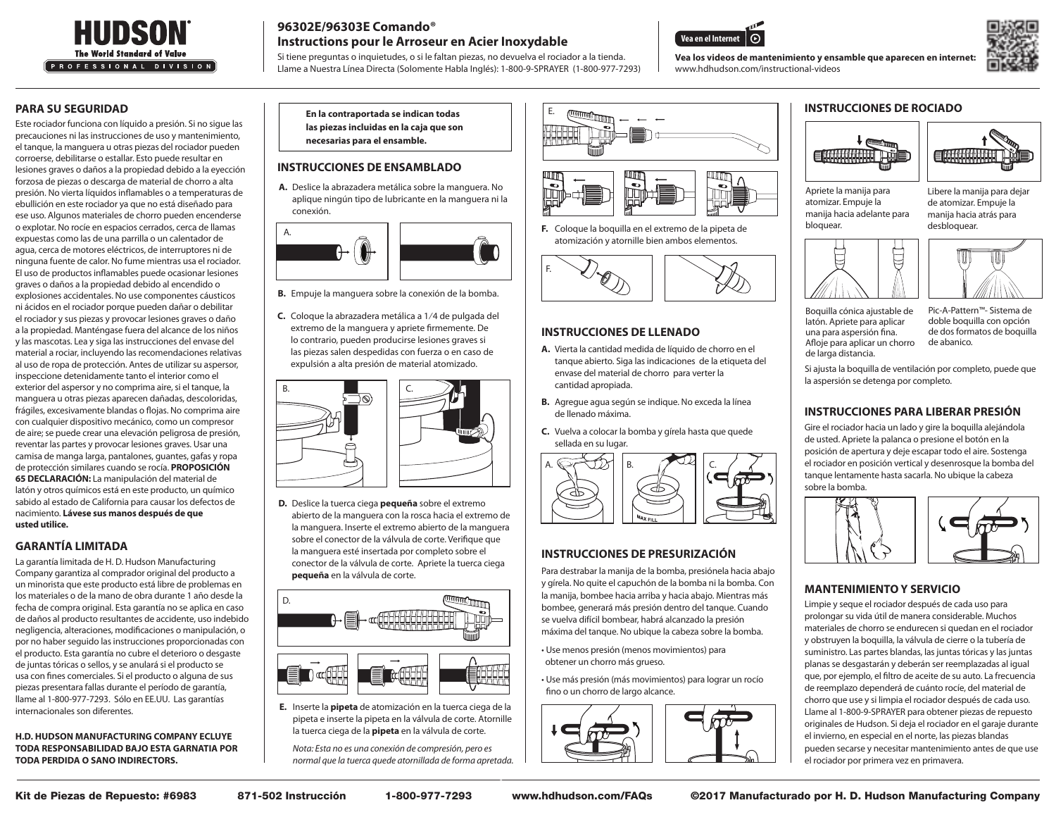# HUDSON®

**The World Standard of Value**

PROFESSIONAL DIVISION

## 96302E/96303E Comando®
## Instructions pour le Arroseur en Acier Inoxydable

Si tiene preguntas o inquietudes, o si le faltan piezas, no devuelva el rociador a la tienda. Llame a Nuestra Línea Directa (Solomente Habla Inglés): 1-800-9-SPRAYER (1-800-977-7293)

Vea en el Internet

**Vea los videos de mantenimiento y ensamble que aparecen en internet:** www.hdhudson.com/instructional-videos

## PARA SU SEGURIDAD

Este rociador funciona con líquido a presión. Si no sigue las precauciones ni las instrucciones de uso y mantenimiento, el tanque, la manguera u otras piezas del rociador pueden corroerse, debilitarse o estallar. Esto puede resultar en lesiones graves o daños a la propiedad debido a la eyección forzosa de piezas o descarga de material de chorro a alta presión. No vierta líquidos inflamables o a temperaturas de ebullición en este rociador ya que no está diseñado para ese uso. Algunos materiales de chorro pueden encenderse o explotar. No rocíe en espacios cerrados, cerca de llamas expuestas como las de una parrilla o un calentador de agua, cerca de motores eléctricos, de interruptores ni de ninguna fuente de calor. No fume mientras usa el rociador. El uso de productos inflamables puede ocasionar lesiones graves o daños a la propiedad debido al encendido o explosiones accidentales. No use componentes cáusticos ni ácidos en el rociador porque pueden dañar o debilitar el rociador y sus piezas y provocar lesiones graves o daño a la propiedad. Manténgase fuera del alcance de los niños y las mascotas. Lea y siga las instrucciones del envase del material a rociar, incluyendo las recomendaciones relativas al uso de ropa de protección. Antes de utilizar su aspersor, inspeccione detenidamente tanto el interior como el exterior del aspersor y no comprima aire, si el tanque, la manguera u otras piezas aparecen dañadas, descoloridas, frágiles, excesivamente blandas o flojas. No comprima aire con cualquier dispositivo mecánico, como un compresor de aire; se puede crear una elevación peligrosa de presión, reventar las partes y provocar lesiones graves. Usar una camisa de manga larga, pantalones, guantes, gafas y ropa de protección similares cuando se rocía. **PROPOSICIÓN 65 DECLARACIÓN:** La manipulación del material de latón y otros químicos está en este producto, un químico sabido al estado de California para causar los defectos de nacimiento. **Lávese sus manos después de que usted utilice.**

## GARANTÍA LIMITADA

La garantía limitada de H. D. Hudson Manufacturing Company garantiza al comprador original del producto a un minorista que este producto está libre de problemas en los materiales o de la mano de obra durante 1 año desde la fecha de compra original. Esta garantía no se aplica en caso de daños al producto resultantes de accidente, uso indebido negligencia, alteraciones, modificaciones o manipulación, o por no haber seguido las instrucciones proporcionadas con el producto. Esta garantía no cubre el deterioro o desgaste de juntas tóricas o sellos, y se anulará si el producto se usa con fines comerciales. Si el producto o alguna de sus piezas presentara fallas durante el período de garantía, llame al 1-800-977-7293. Sólo en EE.UU. Las garantías internacionales son diferentes.

**H.D. HUDSON MANUFACTURING COMPANY ECLUYE TODA RESPONSABILIDAD BAJO ESTA GARNATIA POR TODA PERDIDA O SANO INDIRECTORS.**

**En la contraportada se indican todas las piezas incluidas en la caja que son necesarias para el ensamble.**

## INSTRUCCIONES DE ENSAMBLADO

**A.** Deslice la abrazadera metálica sobre la manguera. No aplique ningún tipo de lubricante en la manguera ni la conexión.

**B.** Empuje la manguera sobre la conexión de la bomba.

**C.** Coloque la abrazadera metálica a 1/4 de pulgada del extremo de la manguera y apriete firmemente. De lo contrario, pueden producirse lesiones graves si las piezas salen despedidas con fuerza o en caso de expulsión a alta presión de material atomizado.

**D.** Deslice la tuerca ciega **pequeña** sobre el extremo abierto de la manguera con la rosca hacia el extremo de la manguera. Inserte el extremo abierto de la manguera sobre el conector de la válvula de corte. Verifique que la manguera esté insertada por completo sobre el conector de la válvula de corte. Apriete la tuerca ciega **pequeña** en la válvula de corte.

**E.** Inserte la **pipeta** de atomización en la tuerca ciega de la pipeta e inserte la pipeta en la válvula de corte. Atornille la tuerca ciega de la **pipeta** en la válvula de corte.

*Nota: Esta no es una conexión de compresión, pero es normal que la tuerca quede atornillada de forma apretada.*

**F.** Coloque la boquilla en el extremo de la pipeta de atomización y atornille bien ambos elementos.

## INSTRUCCIONES DE LLENADO

**A.** Vierta la cantidad medida de líquido de chorro en el tanque abierto. Siga las indicaciones de la etiqueta del envase del material de chorro para verter la cantidad apropiada.

**B.** Agregue agua según se indique. No exceda la línea de llenado máxima.

**C.** Vuelva a colocar la bomba y gírela hasta que quede sellada en su lugar.

MAX FILL

## INSTRUCCIONES DE PRESURIZACIÓN

Para destrabar la manija de la bomba, presiónela hacia abajo y gírela. No quite el capuchón de la bomba ni la bomba. Con la manija, bombee hacia arriba y hacia abajo. Mientras más bombee, generará más presión dentro del tanque. Cuando se vuelva difícil bombear, habrá alcanzado la presión máxima del tanque. No ubique la cabeza sobre la bomba.

- Use menos presión (menos movimientos) para obtener un chorro más grueso.
- Use más presión (más movimientos) para lograr un rocío fino o un chorro de largo alcance.

## INSTRUCCIONES DE ROCIADO

Apriete la manija para atomizar. Empuje la manija hacia adelante para bloquear.

Libere la manija para dejar de atomizar. Empuje la manija hacia atrás para desbloquear.

Boquilla cónica ajustable de latón. Apriete para aplicar una para aspersión fina. Afloje para aplicar un chorro de larga distancia.

Pic-A-Pattern™- Sistema de doble boquilla con opción de dos formatos de boquilla de abanico.

Si ajusta la boquilla de ventilación por completo, puede que la aspersión se detenga por completo.

## INSTRUCCIONES PARA LIBERAR PRESIÓN

Gire el rociador hacia un lado y gire la boquilla alejándola de usted. Apriete la palanca o presione el botón en la posición de apertura y deje escapar todo el aire. Sostenga el rociador en posición vertical y desenrosque la bomba del tanque lentamente hasta sacarla. No ubique la cabeza sobre la bomba.

## MANTENIMIENTO Y SERVICIO

Limpie y seque el rociador después de cada uso para prolongar su vida útil de manera considerable. Muchos materiales de chorro se endurecen si quedan en el rociador y obstruyen la boquilla, la válvula de cierre o la tubería de suministro. Las partes blandas, las juntas tóricas y las juntas planas se desgastarán y deberán ser reemplazadas al igual que, por ejemplo, el filtro de aceite de su auto. La frecuencia de reemplazo dependerá de cuánto rocíe, del material de chorro que use y si limpia el rociador después de cada uso. Llame al 1-800-9-SPRAYER para obtener piezas de repuesto originales de Hudson. Si deja el rociador en el garaje durante el invierno, en especial en el norte, las piezas blandas pueden secarse y necesitar mantenimiento antes de que use el rociador por primera vez en primavera.

**Kit de Piezas de Repuesto: #6983** | **871-502 Instrucción** | **1-800-977-7293** | **www.hdhudson.com/FAQs** | **©2017 Manufacturado por H. D. Hudson Manufacturing Company**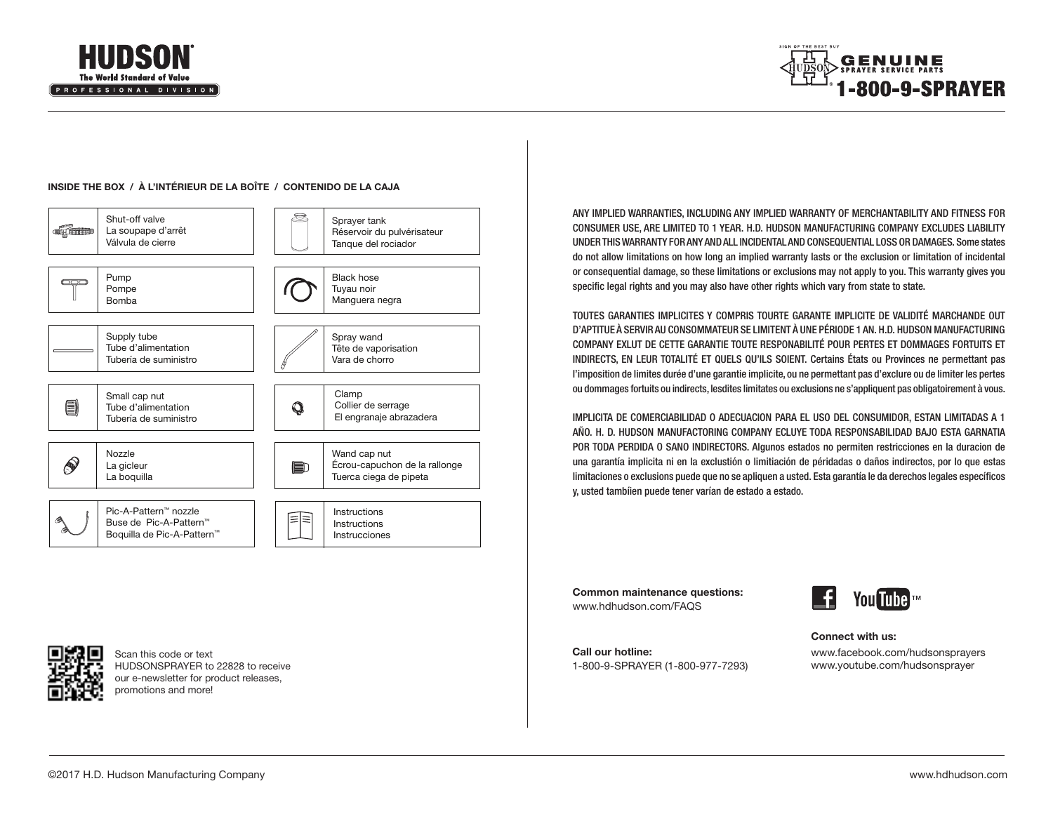**HUDSON**
The World Standard of Value
PROFESSIONAL DIVISION

GENUINE SPRAYER SERVICE PARTS
1-800-9-SPRAYER

**INSIDE THE BOX / À L'INTÉRIEUR DE LA BOÎTE / CONTENIDO DE LA CAJA**

| | |
|---|---|
| Shut-off valve<br>La soupape d'arrêt<br>Válvula de cierre | Sprayer tank<br>Réservoir du pulvérisateur<br>Tanque del rociador |
| Pump<br>Pompe<br>Bomba | Black hose<br>Tuyau noir<br>Manguera negra |
| Supply tube<br>Tube d'alimentation<br>Tubería de suministro | Spray wand<br>Tête de vaporisation<br>Vara de chorro |
| Small cap nut<br>Tube d'alimentation<br>Tubería de suministro | Clamp<br>Collier de serrage<br>El engranaje abrazadera |
| Nozzle<br>La gicleur<br>La boquilla | Wand cap nut<br>Écrou-capuchon de la rallonge<br>Tuerca ciega de pipeta |
| Pic-A-Pattern™ nozzle<br>Buse de Pic-A-Pattern™<br>Boquilla de Pic-A-Pattern™ | Instructions<br>Instructions<br>Instrucciones |

Scan this code or text HUDSONSPRAYER to 22828 to receive our e-newsletter for product releases, promotions and more!

ANY IMPLIED WARRANTIES, INCLUDING ANY IMPLIED WARRANTY OF MERCHANTABILITY AND FITNESS FOR CONSUMER USE, ARE LIMITED TO 1 YEAR. H.D. HUDSON MANUFACTURING COMPANY EXCLUDES LIABILITY UNDER THIS WARRANTY FOR ANY AND ALL INCIDENTAL AND CONSEQUENTIAL LOSS OR DAMAGES. Some states do not allow limitations on how long an implied warranty lasts or the exclusion or limitation of incidental or consequential damage, so these limitations or exclusions may not apply to you. This warranty gives you specific legal rights and you may also have other rights which vary from state to state.

TOUTES GARANTIES IMPLICITES Y COMPRIS TOURTE GARANTE IMPLICITE DE VALIDITÉ MARCHANDE OUT D'APTITUE À SERVIR AU CONSOMMATEUR SE LIMITENT À UNE PÉRIODE 1 AN. H.D. HUDSON MANUFACTURING COMPANY EXLUT DE CETTE GARANTIE TOUTE RESPONABILITÉ POUR PERTES ET DOMMAGES FORTUITS ET INDIRECTS, EN LEUR TOTALITÉ ET QUELS QU'ILS SOIENT. Certains États ou Provinces ne permettant pas l'imposition de limites durée d'une garantie implicite, ou ne permettant pas d'exclure ou de limiter les pertes ou dommages fortuits ou indirects, lesdites limitates ou exclusions ne s'appliquent pas obligatoirement à vous.

IMPLICITA DE COMERCIABILIDAD O ADECUACION PARA EL USO DEL CONSUMIDOR, ESTAN LIMITADAS A 1 AÑO. H. D. HUDSON MANUFACTORING COMPANY ECLUYE TODA RESPONSABILIDAD BAJO ESTA GARNATIA POR TODA PERDIDA O SANO INDIRECTORS. Algunos estados no permiten restricciones en la duracion de una garantía implicita ni en la exclustión o limitiación de péridadas o daños indirectos, por lo que estas limitaciones o exclusions puede que no se apliquen a usted. Esta garantía le da derechos legales específicos y, usted tambiien puede tener varían de estado a estado.

**Common maintenance questions:**
www.hdhudson.com/FAQS

**Call our hotline:**
1-800-9-SPRAYER (1-800-977-7293)

**Connect with us:**
www.facebook.com/hudsonsprayers
www.youtube.com/hudsonsprayer

©2017 H.D. Hudson Manufacturing Company

www.hdhudson.com